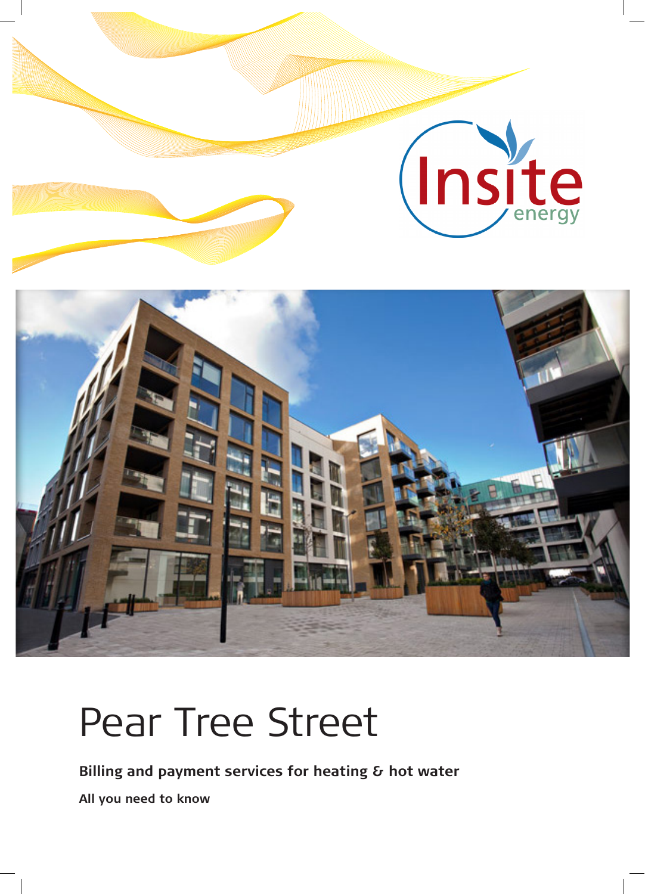# Pear Tree Street

**Billing and payment services for heating & hot water**

**All you need to know**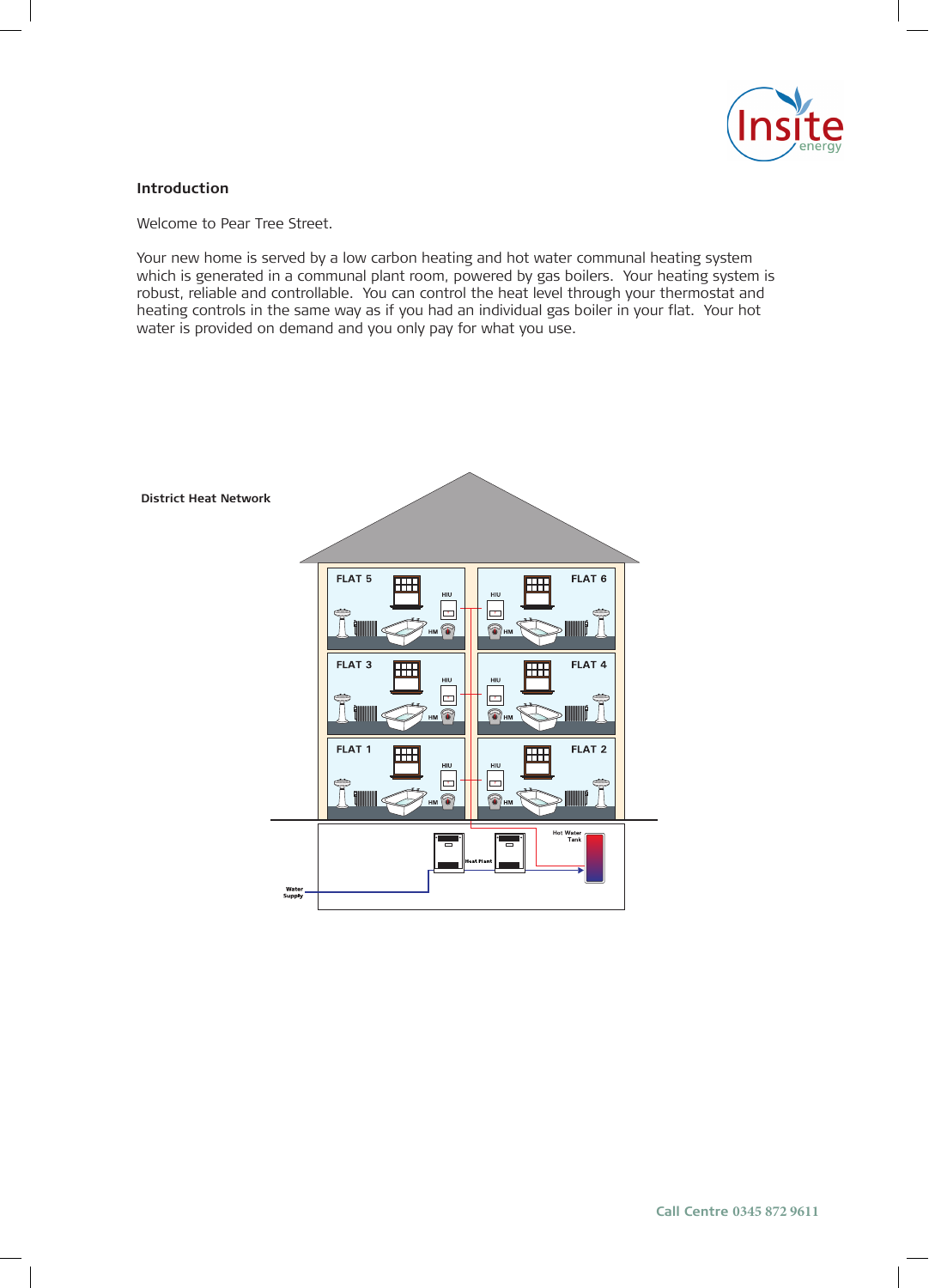## Introduction

Welcome to Pear Tree Street.

Your new home is served by a low carbon heating and hot water communal heating system which is generated in a communal plant room, powered by gas boilers. Your heating system is robust, reliable and controllable. You can control the heat level through your thermostat and heating controls in the same way as if you had an individual gas boiler in your flat. Your hot water is provided on demand and you only pay for what you use.

**District Heat Network**

FLAT 5 FLAT 6 FLAT 3 FLAT 4 FLAT 1 FLAT 2

HIU HM

Heat Plant

Hot Water Tank

Water Supply

**Call Centre** 0345 872 9611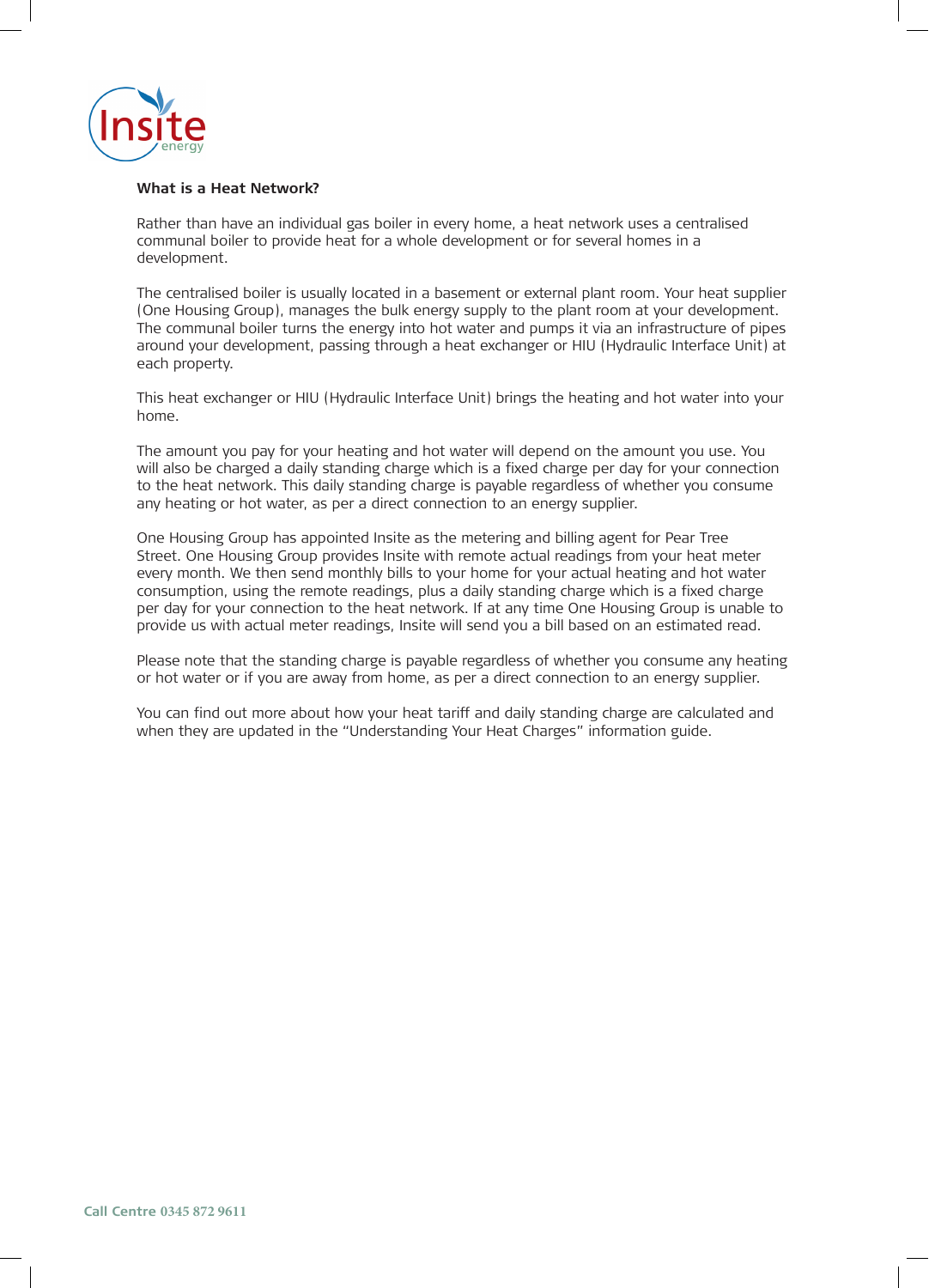**What is a Heat Network?**

Rather than have an individual gas boiler in every home, a heat network uses a centralised communal boiler to provide heat for a whole development or for several homes in a development.

The centralised boiler is usually located in a basement or external plant room. Your heat supplier (One Housing Group), manages the bulk energy supply to the plant room at your development. The communal boiler turns the energy into hot water and pumps it via an infrastructure of pipes around your development, passing through a heat exchanger or HIU (Hydraulic Interface Unit) at each property.

This heat exchanger or HIU (Hydraulic Interface Unit) brings the heating and hot water into your home.

The amount you pay for your heating and hot water will depend on the amount you use. You will also be charged a daily standing charge which is a fixed charge per day for your connection to the heat network. This daily standing charge is payable regardless of whether you consume any heating or hot water, as per a direct connection to an energy supplier.

One Housing Group has appointed Insite as the metering and billing agent for Pear Tree Street. One Housing Group provides Insite with remote actual readings from your heat meter every month. We then send monthly bills to your home for your actual heating and hot water consumption, using the remote readings, plus a daily standing charge which is a fixed charge per day for your connection to the heat network. If at any time One Housing Group is unable to provide us with actual meter readings, Insite will send you a bill based on an estimated read.

Please note that the standing charge is payable regardless of whether you consume any heating or hot water or if you are away from home, as per a direct connection to an energy supplier.

You can find out more about how your heat tariff and daily standing charge are calculated and when they are updated in the "Understanding Your Heat Charges" information guide.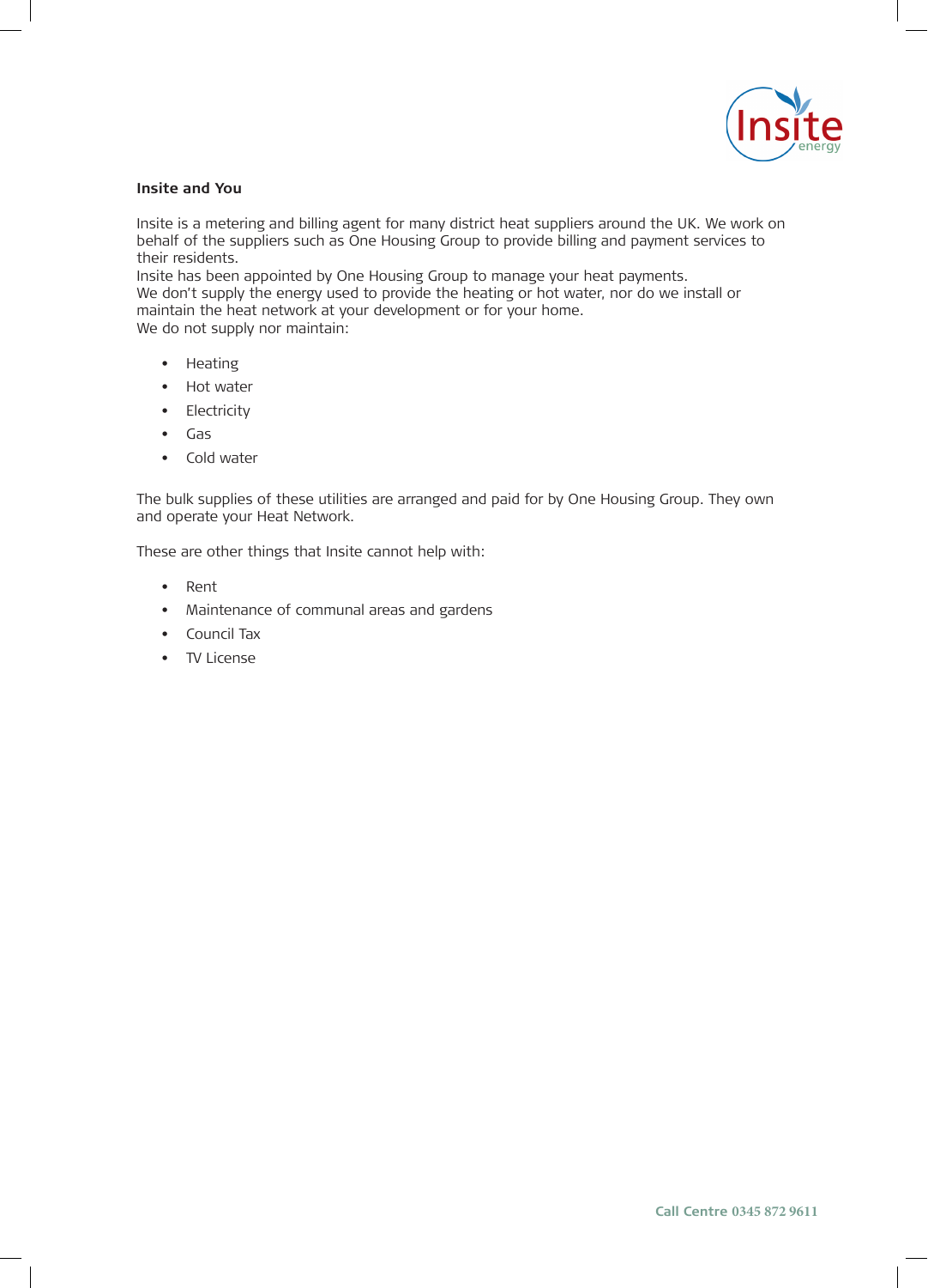## Insite and You

Insite is a metering and billing agent for many district heat suppliers around the UK. We work on behalf of the suppliers such as One Housing Group to provide billing and payment services to their residents.
Insite has been appointed by One Housing Group to manage your heat payments.
We don't supply the energy used to provide the heating or hot water, nor do we install or maintain the heat network at your development or for your home.
We do not supply nor maintain:

- Heating
- Hot water
- Electricity
- Gas
- Cold water

The bulk supplies of these utilities are arranged and paid for by One Housing Group. They own and operate your Heat Network.

These are other things that Insite cannot help with:

- Rent
- Maintenance of communal areas and gardens
- Council Tax
- TV License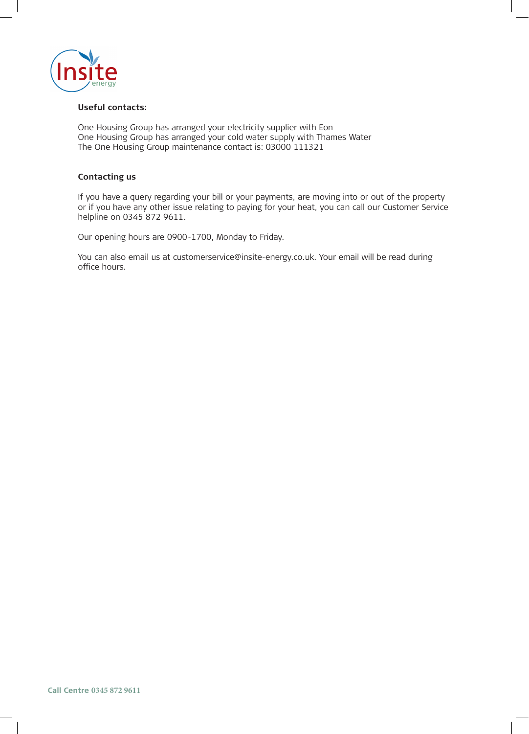**Useful contacts:**

One Housing Group has arranged your electricity supplier with Eon
One Housing Group has arranged your cold water supply with Thames Water
The One Housing Group maintenance contact is: 03000 111321

**Contacting us**

If you have a query regarding your bill or your payments, are moving into or out of the property or if you have any other issue relating to paying for your heat, you can call our Customer Service helpline on 0345 872 9611.

Our opening hours are 0900-1700, Monday to Friday.

You can also email us at customerservice@insite-energy.co.uk. Your email will be read during office hours.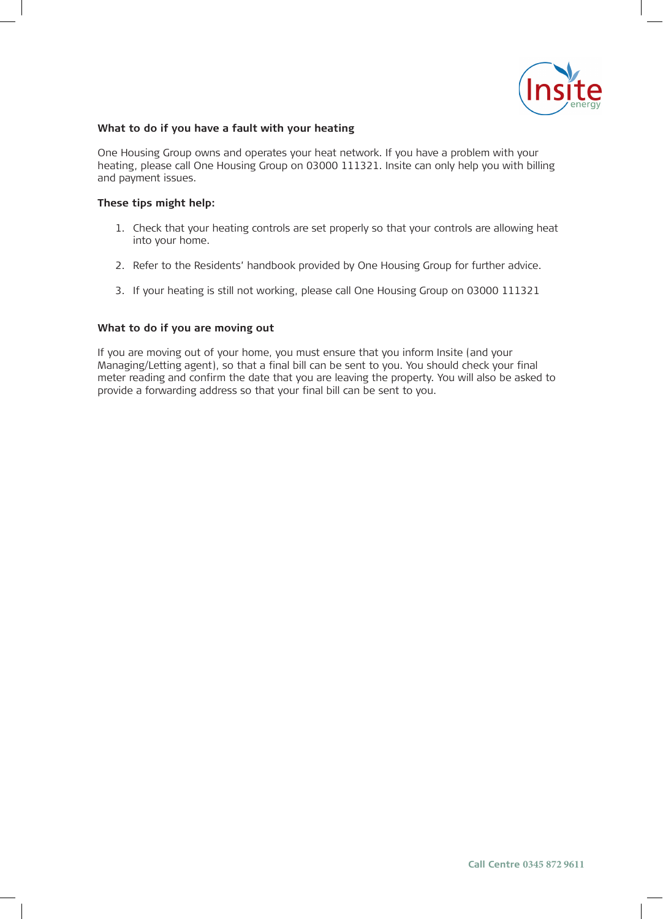## What to do if you have a fault with your heating

One Housing Group owns and operates your heat network. If you have a problem with your heating, please call One Housing Group on 03000 111321. Insite can only help you with billing and payment issues.

### These tips might help:

1. Check that your heating controls are set properly so that your controls are allowing heat into your home.
2. Refer to the Residents' handbook provided by One Housing Group for further advice.
3. If your heating is still not working, please call One Housing Group on 03000 111321

## What to do if you are moving out

If you are moving out of your home, you must ensure that you inform Insite (and your Managing/Letting agent), so that a final bill can be sent to you. You should check your final meter reading and confirm the date that you are leaving the property. You will also be asked to provide a forwarding address so that your final bill can be sent to you.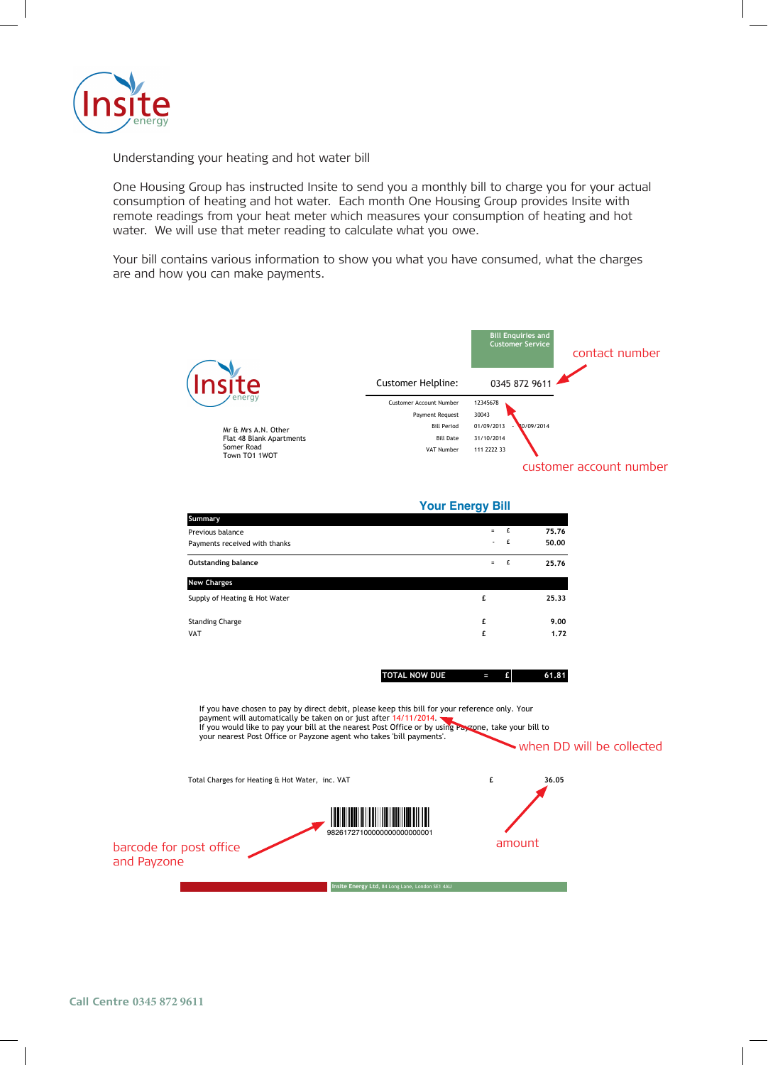Understanding your heating and hot water bill

One Housing Group has instructed Insite to send you a monthly bill to charge you for your actual consumption of heating and hot water. Each month One Housing Group provides Insite with remote readings from your heat meter which measures your consumption of heating and hot water. We will use that meter reading to calculate what you owe.

Your bill contains various information to show you what you have consumed, what the charges are and how you can make payments.

Bill Enquiries and Customer Service

Customer Helpline: 0345 872 9611 — contact number

| | |
|---|---|
| Customer Account Number | 12345678 |
| Payment Request | 30043 |
| Bill Period | 01/09/2013 - 30/09/2014 |
| Bill Date | 31/10/2014 |
| VAT Number | 111 2222 33 |

customer account number

Mr & Mrs A.N. Other
Flat 48 Blank Apartments
Somer Road
Town TO1 1WOT

## Your Energy Bill

| Summary | | | |
|---|---|---|---|
| Previous balance | = | £ | 75.76 |
| Payments received with thanks | - | £ | 50.00 |
| **Outstanding balance** | = | £ | **25.76** |

| New Charges | | |
|---|---|---|
| Supply of Heating & Hot Water | £ | 25.33 |
| Standing Charge | £ | 9.00 |
| VAT | £ | 1.72 |

**TOTAL NOW DUE = £ 61.81**

If you have chosen to pay by direct debit, please keep this bill for your reference only. Your payment will automatically be taken on or just after 14/11/2014.
If you would like to pay your bill at the nearest Post Office or by using Payzone, take your bill to your nearest Post Office or Payzone agent who takes 'bill payments'.

when DD will be collected

Total Charges for Heating & Hot Water, inc. VAT £ 36.05

9826172710000000000000001

barcode for post office and Payzone

amount

Insite Energy Ltd, 84 Long Lane, London SE1 4AU

Call Centre 0345 872 9611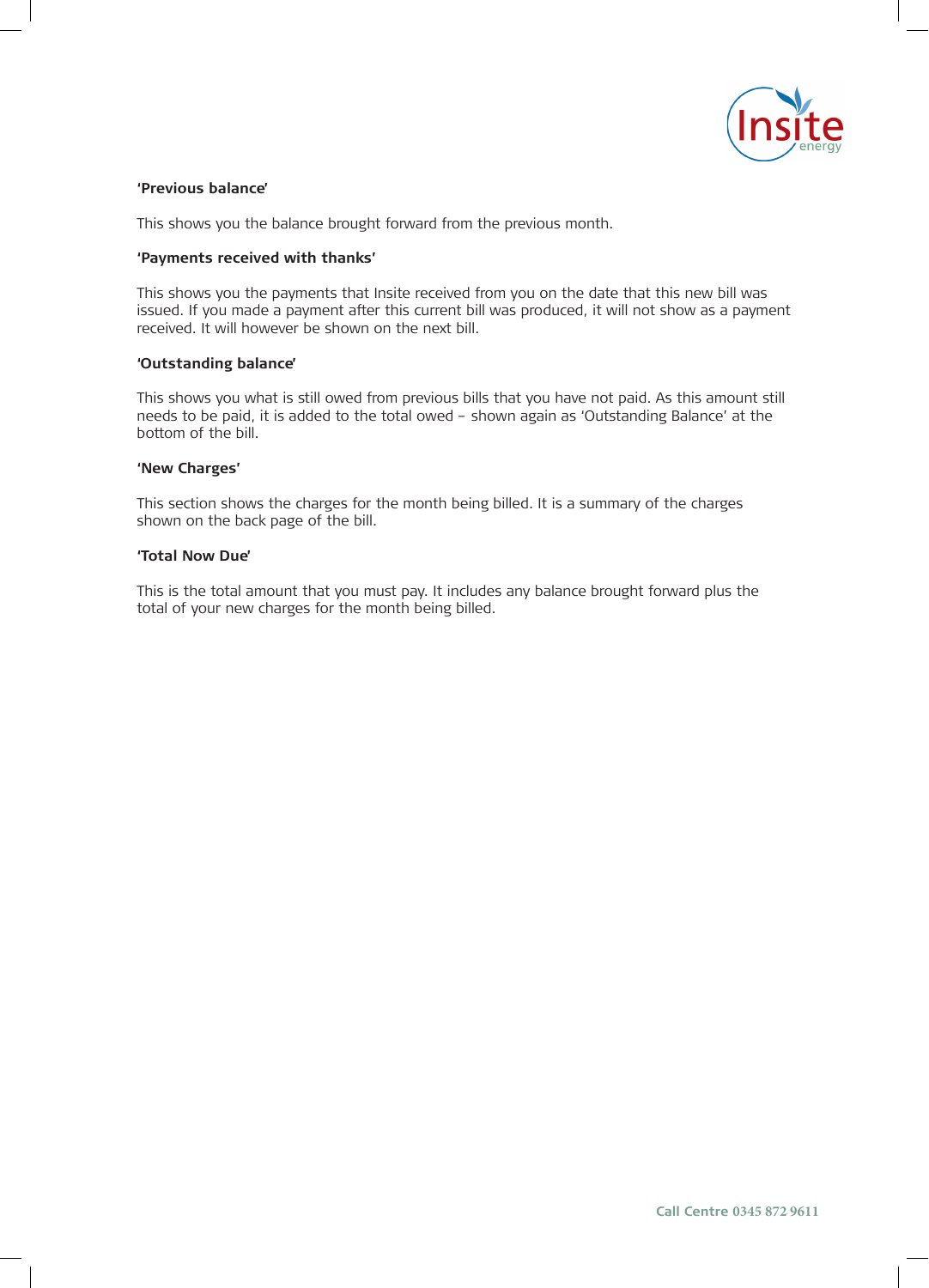**'Previous balance'**

This shows you the balance brought forward from the previous month.

**'Payments received with thanks'**

This shows you the payments that Insite received from you on the date that this new bill was issued. If you made a payment after this current bill was produced, it will not show as a payment received. It will however be shown on the next bill.

**'Outstanding balance'**

This shows you what is still owed from previous bills that you have not paid. As this amount still needs to be paid, it is added to the total owed – shown again as 'Outstanding Balance' at the bottom of the bill.

**'New Charges'**

This section shows the charges for the month being billed. It is a summary of the charges shown on the back page of the bill.

**'Total Now Due'**

This is the total amount that you must pay. It includes any balance brought forward plus the total of your new charges for the month being billed.

**Call Centre** 0345 872 9611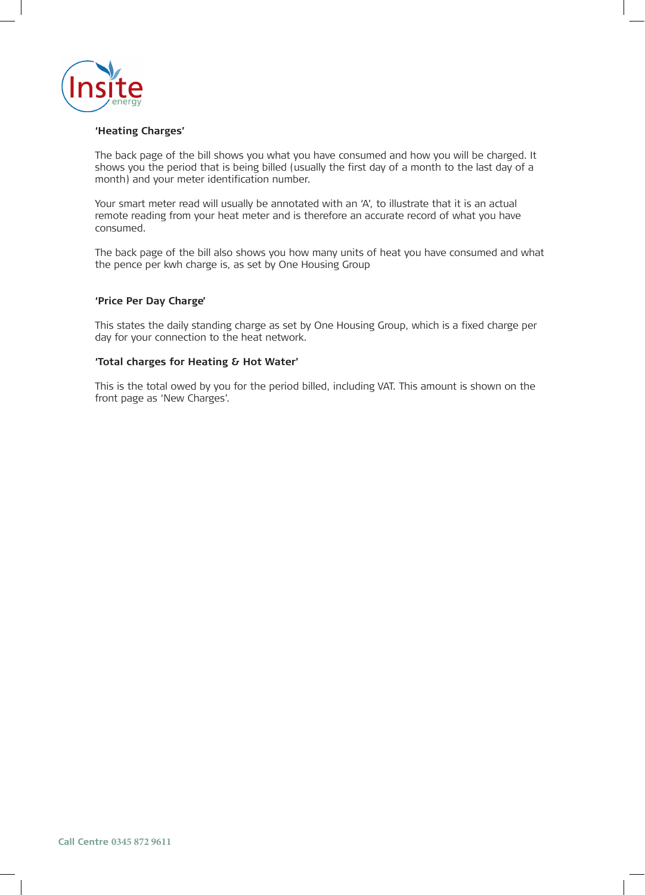**'Heating Charges'**

The back page of the bill shows you what you have consumed and how you will be charged. It shows you the period that is being billed (usually the first day of a month to the last day of a month) and your meter identification number.

Your smart meter read will usually be annotated with an 'A', to illustrate that it is an actual remote reading from your heat meter and is therefore an accurate record of what you have consumed.

The back page of the bill also shows you how many units of heat you have consumed and what the pence per kwh charge is, as set by One Housing Group

**'Price Per Day Charge'**

This states the daily standing charge as set by One Housing Group, which is a fixed charge per day for your connection to the heat network.

**'Total charges for Heating & Hot Water'**

This is the total owed by you for the period billed, including VAT. This amount is shown on the front page as 'New Charges'.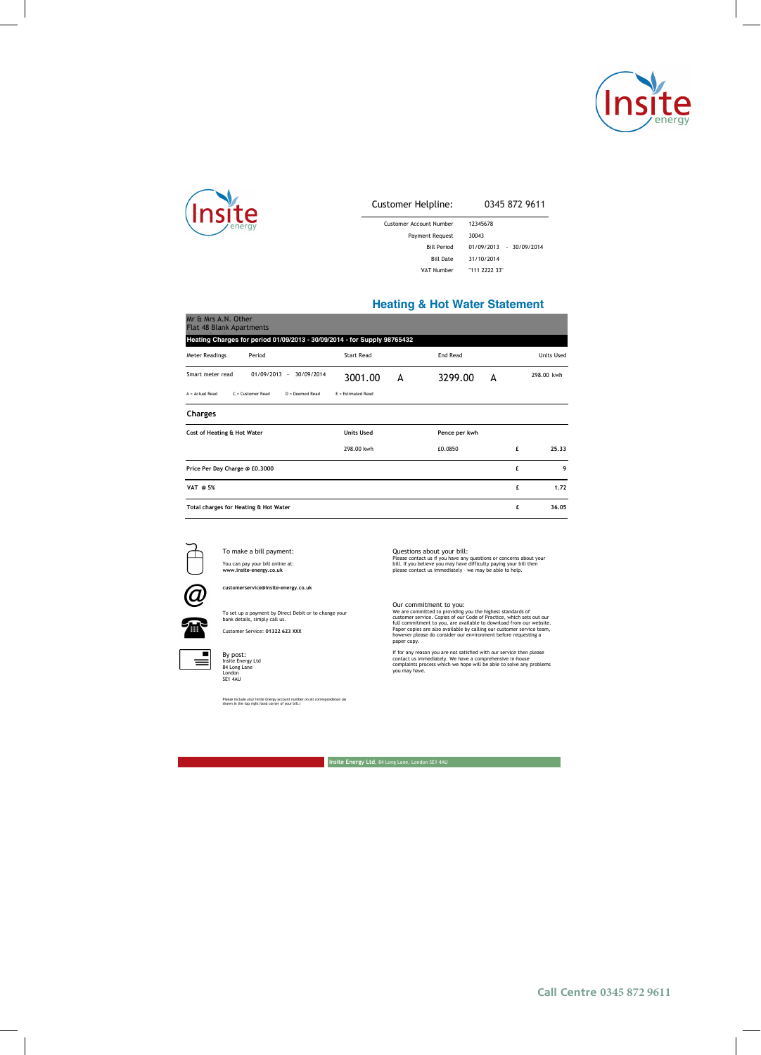| Customer Helpline: | 0345 872 9611 |
|---|---|
| Customer Account Number | 12345678 |
| Payment Request | 30043 |
| Bill Period | 01/09/2013 - 30/09/2014 |
| Bill Date | 31/10/2014 |
| VAT Number | "111 2222 33" |

## Heating & Hot Water Statement

Mr & Mrs A.N. Other
Flat 48 Blank Apartments

**Heating Charges for period 01/09/2013 - 30/09/2014 - for Supply 98765432**

| Meter Readings | Period | Start Read | | End Read | | Units Used |
|---|---|---|---|---|---|---|
| Smart meter read | 01/09/2013 - 30/09/2014 | 3001.00 | A | 3299.00 | A | 298.00 kwh |

A = Actual Read  C = Customer Read  D = Deemed Read  E = Estimated Read

### Charges

| Cost of Heating & Hot Water | Units Used | Pence per kwh | | |
|---|---|---|---|---|
| | 298.00 kwh | £0.0850 | £ | 25.33 |
| Price Per Day Charge @ £0.3000 | | | £ | 9 |
| VAT @ 5% | | | £ | 1.72 |
| Total charges for Heating & Hot Water | | | £ | 36.05 |

To make a bill payment:

You can pay your bill online at:
**www.insite-energy.co.uk**

**customerservice@insite-energy.co.uk**

To set up a payment by Direct Debit or to change your bank details, simply call us.

Customer Service: **01322 623 XXX**

By post:
Insite Energy Ltd
84 Long Lane
London
SE1 4AU

Please include your Insite Energy account number on all correspondence (as shown in the top right hand corner of your bill.)

Questions about your bill:
Please contact us if you have any questions or concerns about your bill. If you believe you may have difficulty paying your bill then please contact us immediately - we may be able to help.

Our commitment to you:
We are committed to providing you the highest standards of customer service. Copies of our Code of Practice, which sets out our full commitment to you, are available to download from our website. Paper copies are also available by calling our customer service team, however please do consider our environment before requesting a paper copy.

If for any reason you are not satisfied with our service then please contact us immediately. We have a comprehensive in-house complaints process which we hope will be able to solve any problems you may have.

**Insite Energy Ltd**, 84 Long Lane, London SE1 4AU

Call Centre 0345 872 9611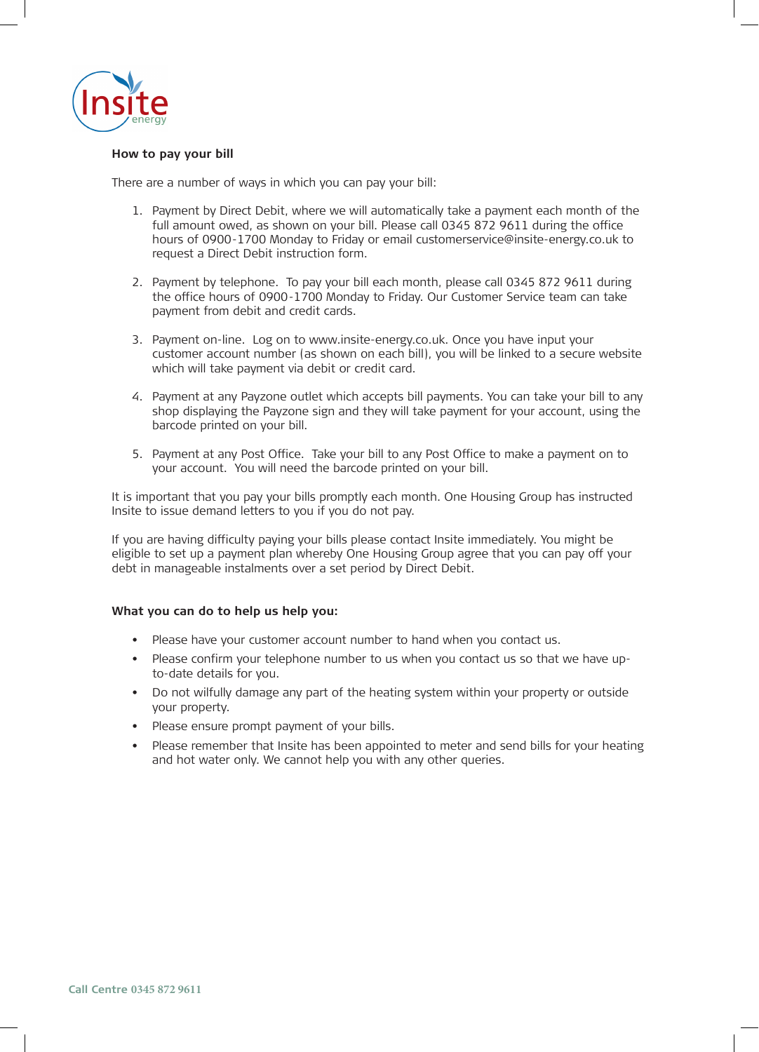Insite energy

**How to pay your bill**

There are a number of ways in which you can pay your bill:

1. Payment by Direct Debit, where we will automatically take a payment each month of the full amount owed, as shown on your bill. Please call 0345 872 9611 during the office hours of 0900-1700 Monday to Friday or email customerservice@insite-energy.co.uk to request a Direct Debit instruction form.

2. Payment by telephone. To pay your bill each month, please call 0345 872 9611 during the office hours of 0900-1700 Monday to Friday. Our Customer Service team can take payment from debit and credit cards.

3. Payment on-line. Log on to www.insite-energy.co.uk. Once you have input your customer account number (as shown on each bill), you will be linked to a secure website which will take payment via debit or credit card.

4. Payment at any Payzone outlet which accepts bill payments. You can take your bill to any shop displaying the Payzone sign and they will take payment for your account, using the barcode printed on your bill.

5. Payment at any Post Office. Take your bill to any Post Office to make a payment on to your account. You will need the barcode printed on your bill.

It is important that you pay your bills promptly each month. One Housing Group has instructed Insite to issue demand letters to you if you do not pay.

If you are having difficulty paying your bills please contact Insite immediately. You might be eligible to set up a payment plan whereby One Housing Group agree that you can pay off your debt in manageable instalments over a set period by Direct Debit.

**What you can do to help us help you:**

- Please have your customer account number to hand when you contact us.
- Please confirm your telephone number to us when you contact us so that we have up-to-date details for you.
- Do not wilfully damage any part of the heating system within your property or outside your property.
- Please ensure prompt payment of your bills.
- Please remember that Insite has been appointed to meter and send bills for your heating and hot water only. We cannot help you with any other queries.

Call Centre 0345 872 9611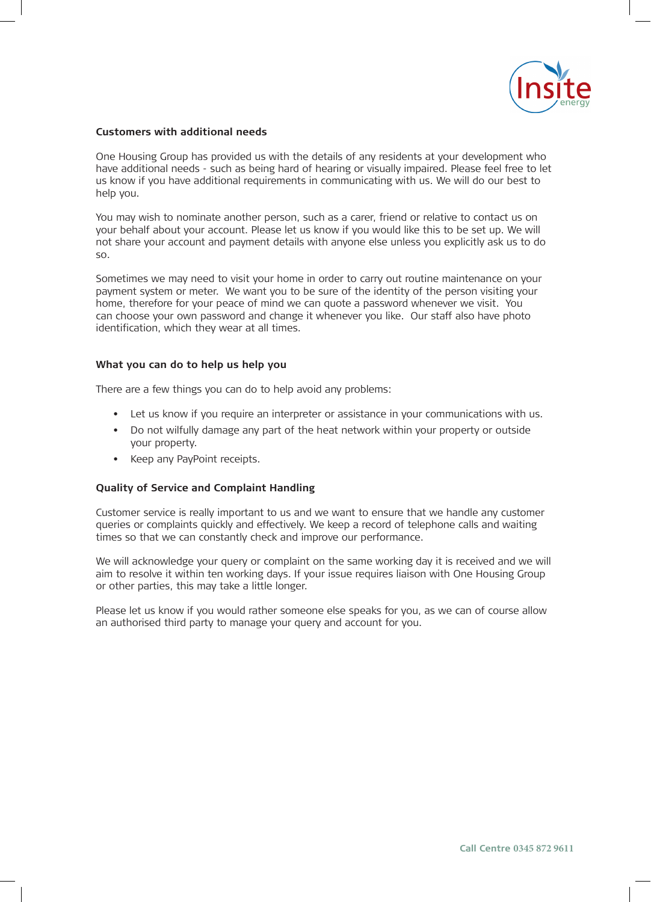## Customers with additional needs

One Housing Group has provided us with the details of any residents at your development who have additional needs - such as being hard of hearing or visually impaired. Please feel free to let us know if you have additional requirements in communicating with us. We will do our best to help you.

You may wish to nominate another person, such as a carer, friend or relative to contact us on your behalf about your account. Please let us know if you would like this to be set up. We will not share your account and payment details with anyone else unless you explicitly ask us to do so.

Sometimes we may need to visit your home in order to carry out routine maintenance on your payment system or meter. We want you to be sure of the identity of the person visiting your home, therefore for your peace of mind we can quote a password whenever we visit. You can choose your own password and change it whenever you like. Our staff also have photo identification, which they wear at all times.

## What you can do to help us help you

There are a few things you can do to help avoid any problems:

- Let us know if you require an interpreter or assistance in your communications with us.
- Do not wilfully damage any part of the heat network within your property or outside your property.
- Keep any PayPoint receipts.

## Quality of Service and Complaint Handling

Customer service is really important to us and we want to ensure that we handle any customer queries or complaints quickly and effectively. We keep a record of telephone calls and waiting times so that we can constantly check and improve our performance.

We will acknowledge your query or complaint on the same working day it is received and we will aim to resolve it within ten working days. If your issue requires liaison with One Housing Group or other parties, this may take a little longer.

Please let us know if you would rather someone else speaks for you, as we can of course allow an authorised third party to manage your query and account for you.

**Call Centre** 0345 872 9611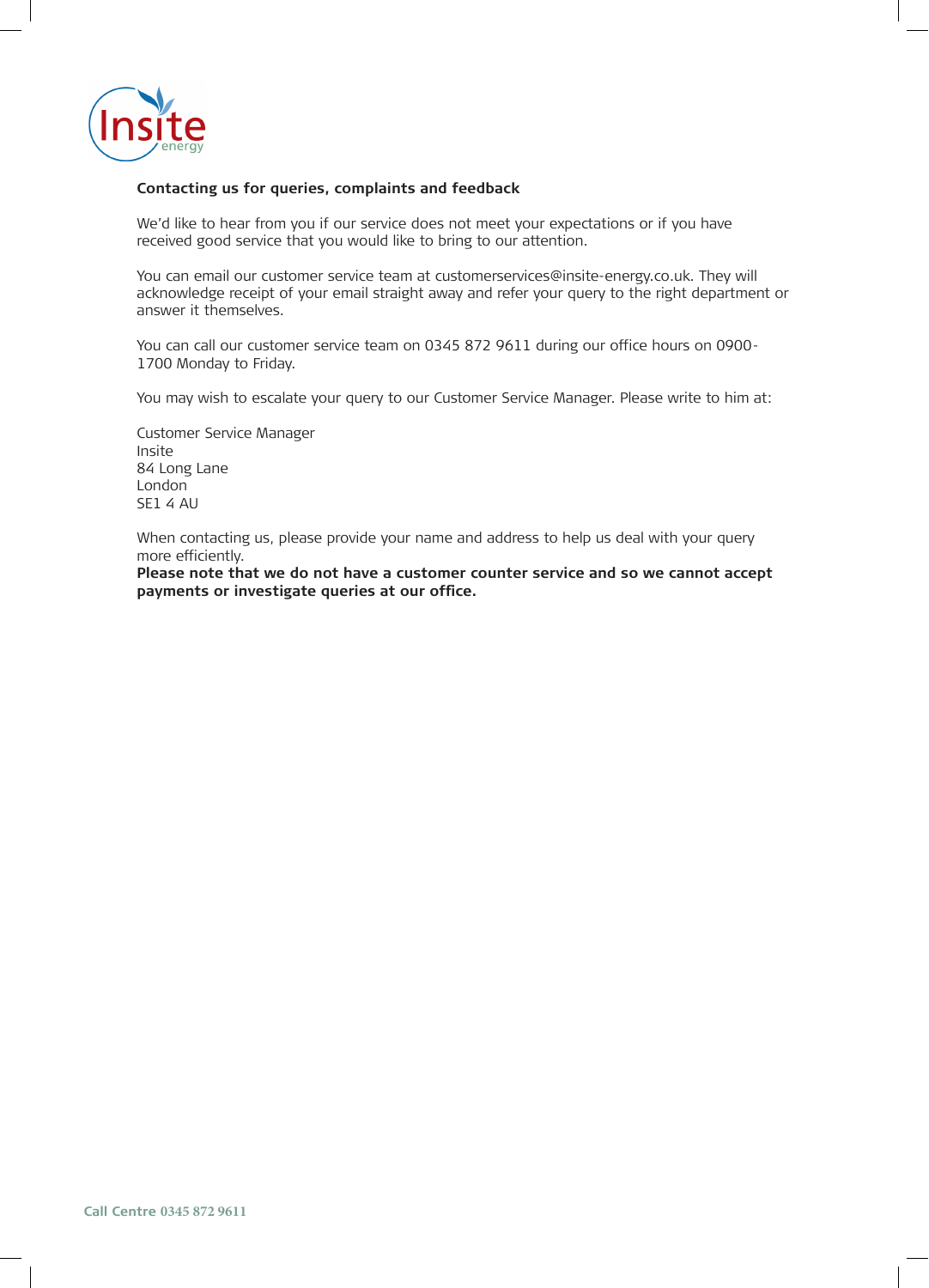## Contacting us for queries, complaints and feedback

We'd like to hear from you if our service does not meet your expectations or if you have received good service that you would like to bring to our attention.

You can email our customer service team at customerservices@insite-energy.co.uk. They will acknowledge receipt of your email straight away and refer your query to the right department or answer it themselves.

You can call our customer service team on 0345 872 9611 during our office hours on 0900-1700 Monday to Friday.

You may wish to escalate your query to our Customer Service Manager. Please write to him at:

Customer Service Manager
Insite
84 Long Lane
London
SE1 4 AU

When contacting us, please provide your name and address to help us deal with your query more efficiently.
**Please note that we do not have a customer counter service and so we cannot accept payments or investigate queries at our office.**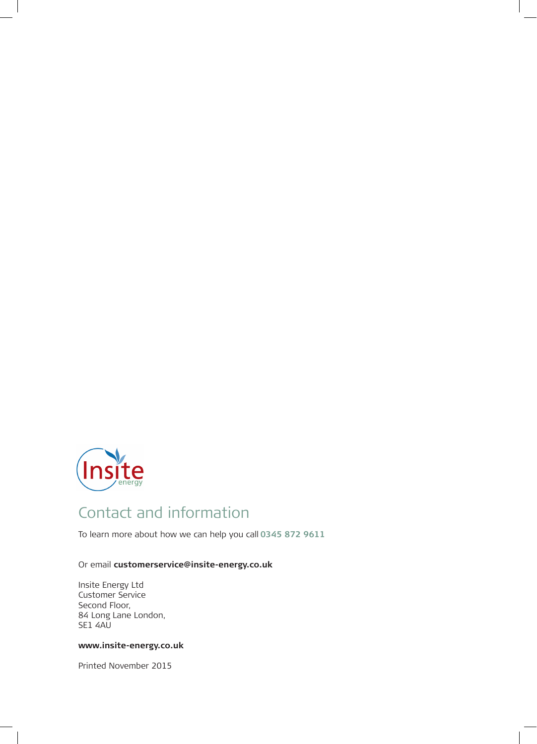Insite energy

## Contact and information

To learn more about how we can help you call **0345 872 9611**

Or email **customerservice@insite-energy.co.uk**

Insite Energy Ltd
Customer Service
Second Floor,
84 Long Lane London,
SE1 4AU

**www.insite-energy.co.uk**

Printed November 2015